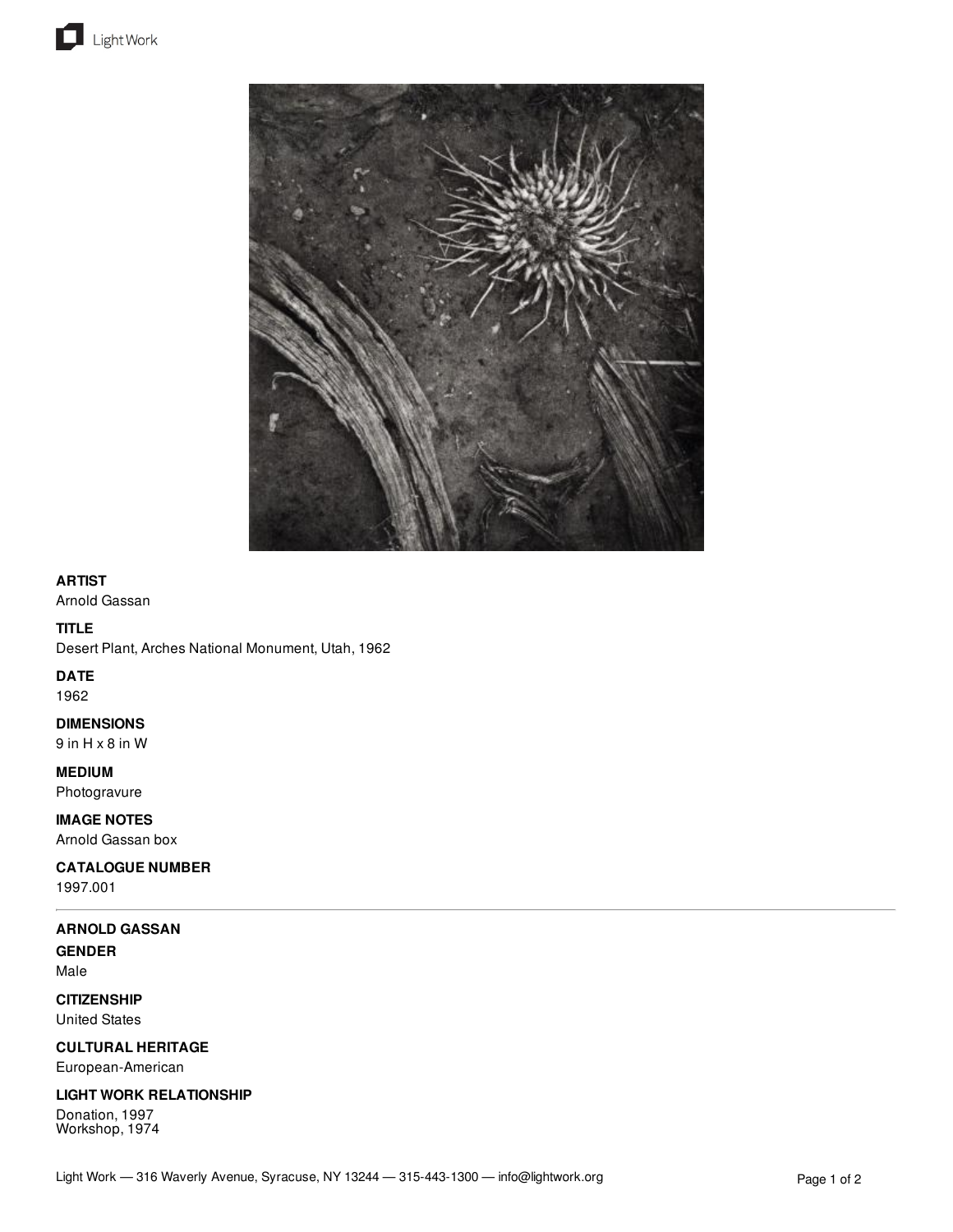**ARTIST**
Arnold Gassan

**TITLE**
Desert Plant, Arches National Monument, Utah, 1962

**DATE**
1962

**DIMENSIONS**
9 in H x 8 in W

**MEDIUM**
Photogravure

**IMAGE NOTES**
Arnold Gassan box

**CATALOGUE NUMBER**
1997.001

---

## ARNOLD GASSAN

**GENDER**
Male

**CITIZENSHIP**
United States

**CULTURAL HERITAGE**
European-American

**LIGHT WORK RELATIONSHIP**
Donation, 1997
Workshop, 1974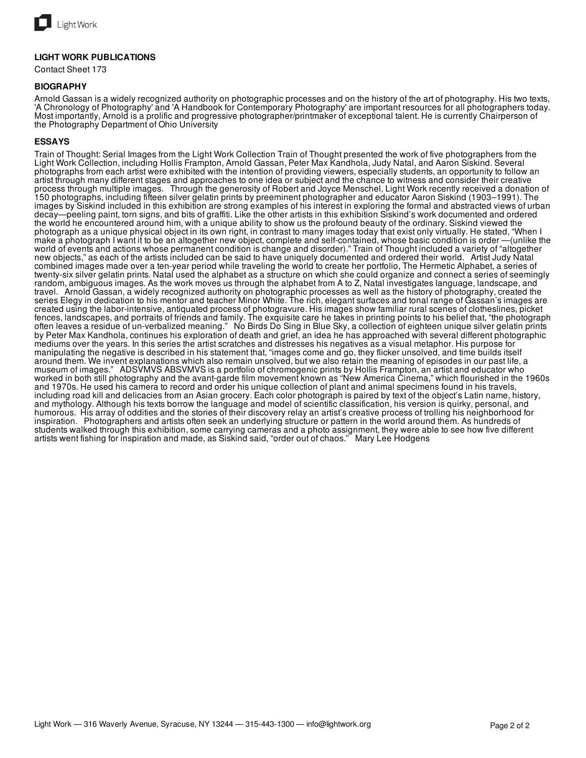## LIGHT WORK PUBLICATIONS

Contact Sheet 173

## BIOGRAPHY

Arnold Gassan is a widely recognized authority on photographic processes and on the history of the art of photography. His two texts, 'A Chronology of Photography' and 'A Handbook for Contemporary Photography' are important resources for all photographers today. Most importantly, Arnold is a prolific and progressive photographer/printmaker of exceptional talent. He is currently Chairperson of the Photography Department of Ohio University

## ESSAYS

Train of Thought: Serial Images from the Light Work Collection Train of Thought presented the work of five photographers from the Light Work Collection, including Hollis Frampton, Arnold Gassan, Peter Max Kandhola, Judy Natal, and Aaron Siskind. Several photographs from each artist were exhibited with the intention of providing viewers, especially students, an opportunity to follow an artist through many different stages and approaches to one idea or subject and the chance to witness and consider their creative process through multiple images.   Through the generosity of Robert and Joyce Menschel, Light Work recently received a donation of 150 photographs, including fifteen silver gelatin prints by preeminent photographer and educator Aaron Siskind (1903–1991). The images by Siskind included in this exhibition are strong examples of his interest in exploring the formal and abstracted views of urban decay—peeling paint, torn signs, and bits of graffiti. Like the other artists in this exhibition Siskind's work documented and ordered the world he encountered around him, with a unique ability to show us the profound beauty of the ordinary. Siskind viewed the photograph as a unique physical object in its own right, in contrast to many images today that exist only virtually. He stated, "When I make a photograph I want it to be an altogether new object, complete and self-contained, whose basic condition is order —(unlike the world of events and actions whose permanent condition is change and disorder)." Train of Thought included a variety of "altogether new objects," as each of the artists included can be said to have uniquely documented and ordered their world.   Artist Judy Natal combined images made over a ten-year period while traveling the world to create her portfolio, The Hermetic Alphabet, a series of twenty-six silver gelatin prints. Natal used the alphabet as a structure on which she could organize and connect a series of seemingly random, ambiguous images. As the work moves us through the alphabet from A to Z, Natal investigates language, landscape, and travel.   Arnold Gassan, a widely recognized authority on photographic processes as well as the history of photography, created the series Elegy in dedication to his mentor and teacher Minor White. The rich, elegant surfaces and tonal range of Gassan's images are created using the labor-intensive, antiquated process of photogravure. His images show familiar rural scenes of clotheslines, picket fences, landscapes, and portraits of friends and family. The exquisite care he takes in printing points to his belief that, "the photograph often leaves a residue of un-verbalized meaning."   No Birds Do Sing in Blue Sky, a collection of eighteen unique silver gelatin prints by Peter Max Kandhola, continues his exploration of death and grief, an idea he has approached with several different photographic mediums over the years. In this series the artist scratches and distresses his negatives as a visual metaphor. His purpose for manipulating the negative is described in his statement that, "images come and go, they flicker unsolved, and time builds itself around them. We invent explanations which also remain unsolved, but we also retain the meaning of episodes in our past life, a museum of images."   ADSVMVS ABSVMVS is a portfolio of chromogenic prints by Hollis Frampton, an artist and educator who worked in both still photography and the avant-garde film movement known as "New America Cinema," which flourished in the 1960s and 1970s. He used his camera to record and order his unique collection of plant and animal specimens found in his travels, including road kill and delicacies from an Asian grocery. Each color photograph is paired by text of the object's Latin name, history, and mythology. Although his texts borrow the language and model of scientific classification, his version is quirky, personal, and humorous. His array of oddities and the stories of their discovery relay an artist's creative process of trolling his neighborhood for inspiration.   Photographers and artists often seek an underlying structure or pattern in the world around them. As hundreds of students walked through this exhibition, some carrying cameras and a photo assignment, they were able to see how five different artists went fishing for inspiration and made, as Siskind said, "order out of chaos."   Mary Lee Hodgens